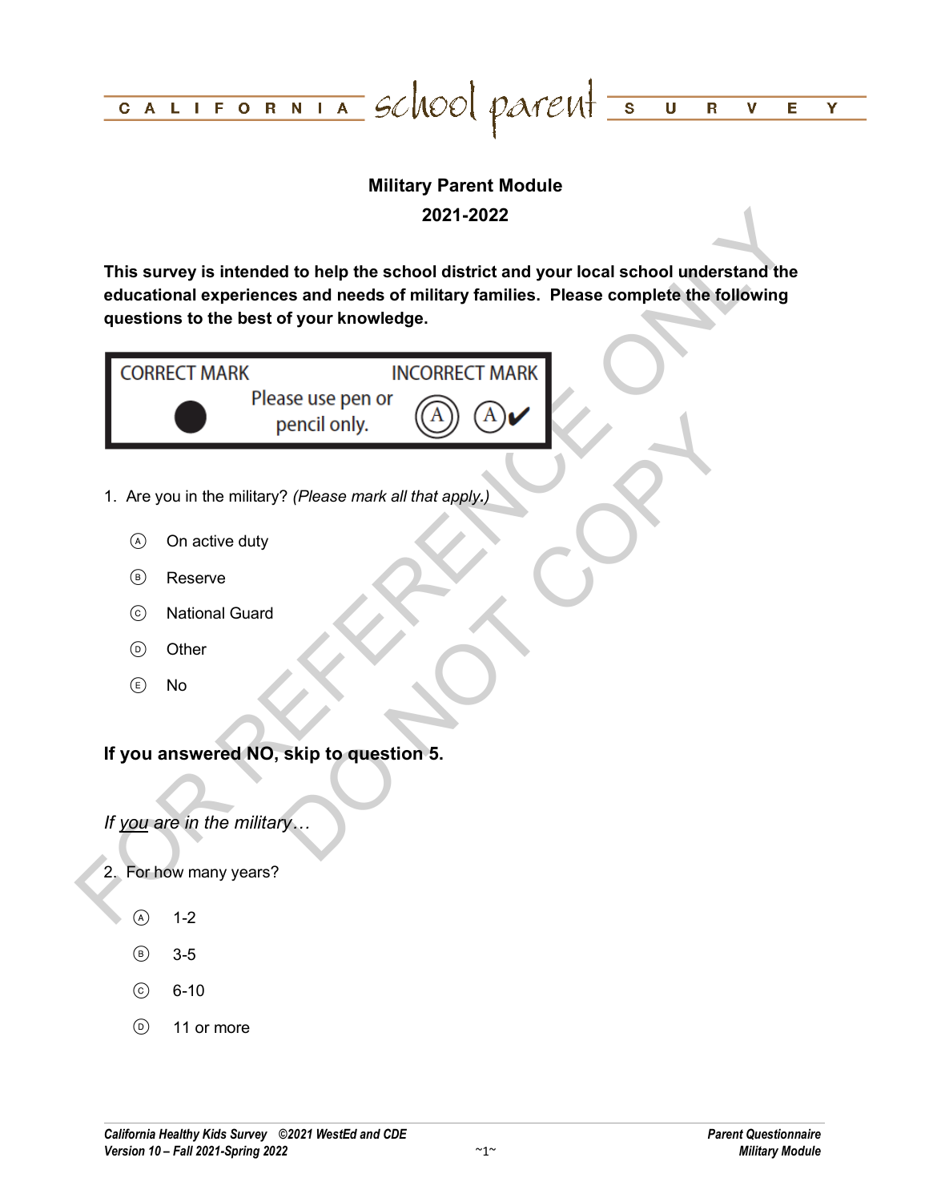CALIFORNIA school parent SURVEY

## Military Parent Module

## 2021-2022

**This survey is intended to help the school district and your local school understand the educational experiences and needs of military families. Please complete the following questions to the best of your knowledge.**

| CORRECT MARK | Please use pen or pencil only. | INCORRECT MARK |
|---|---|---|
| ● | | Ⓐ Ⓐ✔ |

1. Are you in the military? *(Please mark all that apply.)*

   Ⓐ On active duty

   Ⓑ Reserve

   Ⓒ National Guard

   Ⓓ Other

   Ⓔ No

**If you answered NO, skip to question 5.**

*If you are in the military…*

2. For how many years?

   Ⓐ 1-2

   Ⓑ 3-5

   Ⓒ 6-10

   Ⓓ 11 or more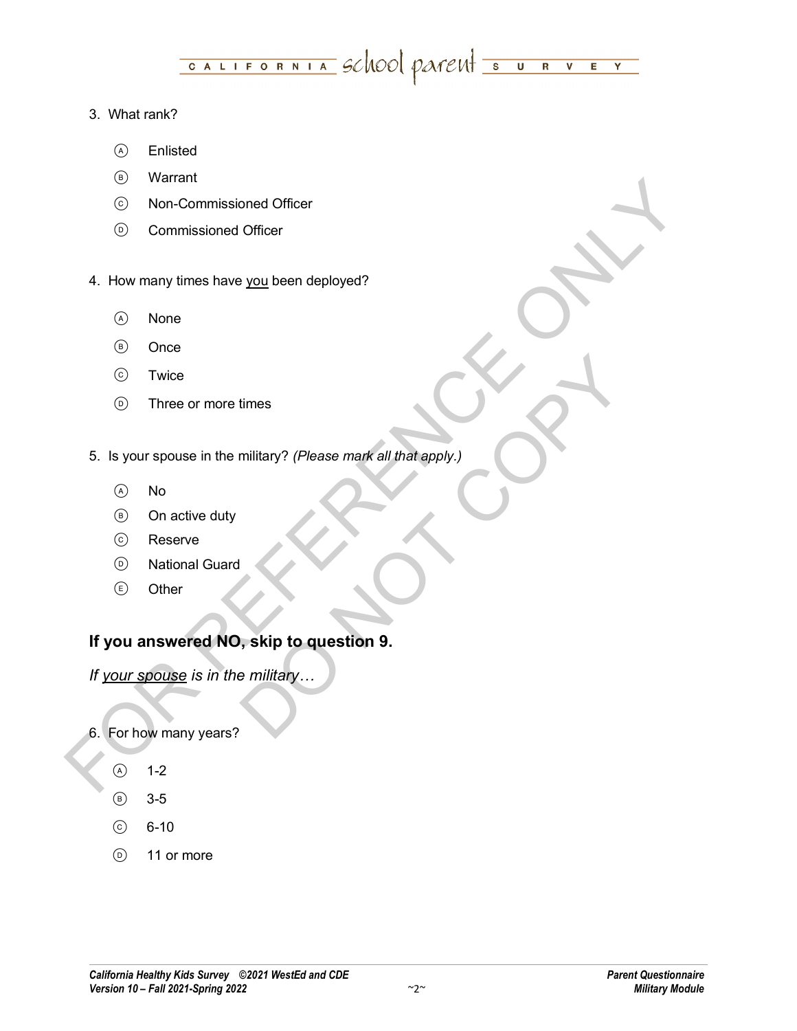3. What rank?

   Ⓐ Enlisted

   Ⓑ Warrant

   Ⓒ Non-Commissioned Officer

   Ⓓ Commissioned Officer

4. How many times have you been deployed?

   Ⓐ None

   Ⓑ Once

   Ⓒ Twice

   Ⓓ Three or more times

5. Is your spouse in the military? *(Please mark all that apply.)*

   Ⓐ No

   Ⓑ On active duty

   Ⓒ Reserve

   Ⓓ National Guard

   Ⓔ Other

## If you answered NO, skip to question 9.

*If your spouse is in the military…*

6. For how many years?

   Ⓐ 1-2

   Ⓑ 3-5

   Ⓒ 6-10

   Ⓓ 11 or more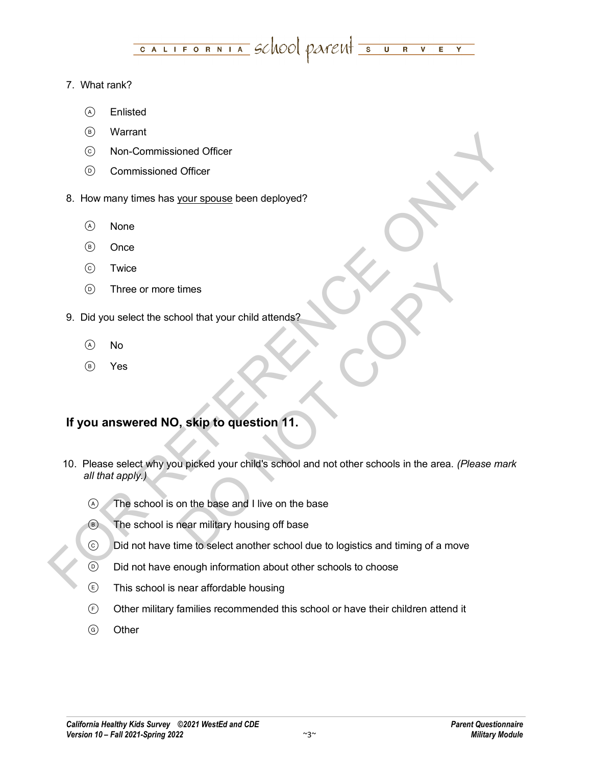7. What rank?

   Ⓐ Enlisted

   Ⓑ Warrant

   Ⓒ Non-Commissioned Officer

   Ⓓ Commissioned Officer

8. How many times has your spouse been deployed?

   Ⓐ None

   Ⓑ Once

   Ⓒ Twice

   Ⓓ Three or more times

9. Did you select the school that your child attends?

   Ⓐ No

   Ⓑ Yes

### If you answered NO, skip to question 11.

10. Please select why you picked your child's school and not other schools in the area. *(Please mark all that apply.)*

    Ⓐ The school is on the base and I live on the base

    Ⓑ The school is near military housing off base

    Ⓒ Did not have time to select another school due to logistics and timing of a move

    Ⓓ Did not have enough information about other schools to choose

    Ⓔ This school is near affordable housing

    Ⓕ Other military families recommended this school or have their children attend it

    Ⓖ Other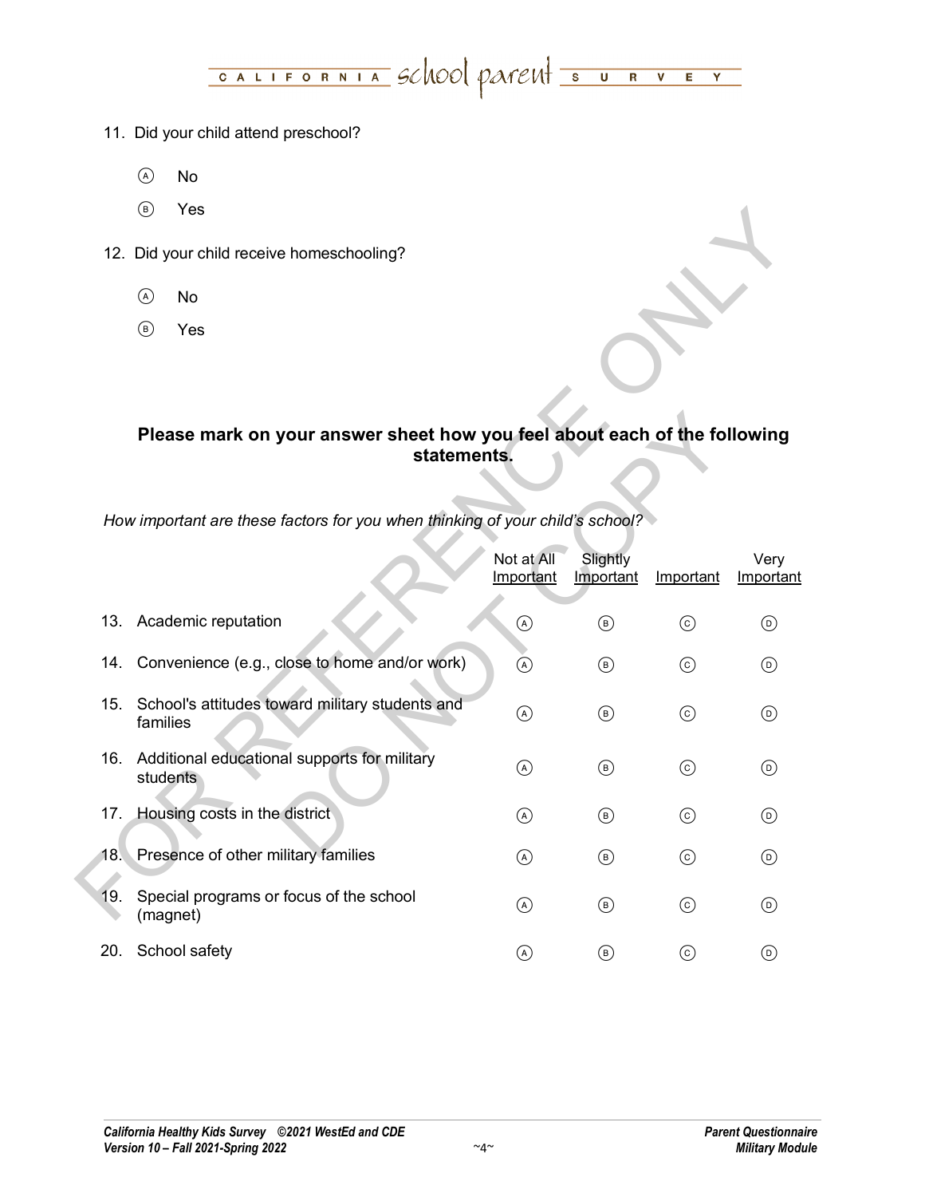11. Did your child attend preschool?

    Ⓐ No

    Ⓑ Yes

12. Did your child receive homeschooling?

    Ⓐ No

    Ⓑ Yes

## Please mark on your answer sheet how you feel about each of the following statements.

*How important are these factors for you when thinking of your child's school?*

| | | Not at All Important | Slightly Important | Important | Very Important |
|---|---|---|---|---|---|
| 13. | Academic reputation | Ⓐ | Ⓑ | Ⓒ | Ⓓ |
| 14. | Convenience (e.g., close to home and/or work) | Ⓐ | Ⓑ | Ⓒ | Ⓓ |
| 15. | School's attitudes toward military students and families | Ⓐ | Ⓑ | Ⓒ | Ⓓ |
| 16. | Additional educational supports for military students | Ⓐ | Ⓑ | Ⓒ | Ⓓ |
| 17. | Housing costs in the district | Ⓐ | Ⓑ | Ⓒ | Ⓓ |
| 18. | Presence of other military families | Ⓐ | Ⓑ | Ⓒ | Ⓓ |
| 19. | Special programs or focus of the school (magnet) | Ⓐ | Ⓑ | Ⓒ | Ⓓ |
| 20. | School safety | Ⓐ | Ⓑ | Ⓒ | Ⓓ |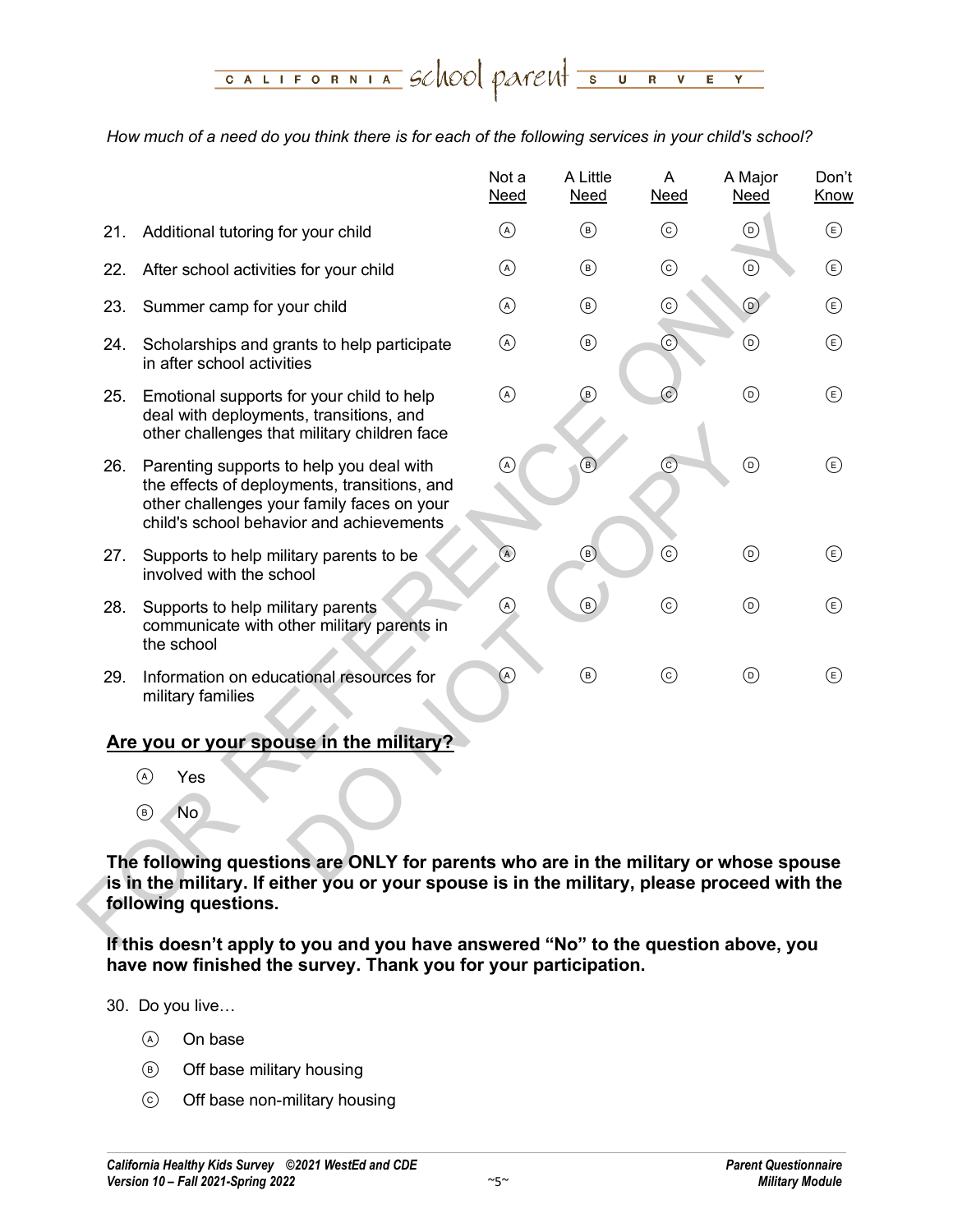*How much of a need do you think there is for each of the following services in your child's school?*

| | | Not a Need | A Little Need | A Need | A Major Need | Don't Know |
|---|---|---|---|---|---|---|
| 21. | Additional tutoring for your child | Ⓐ | Ⓑ | Ⓒ | Ⓓ | Ⓔ |
| 22. | After school activities for your child | Ⓐ | Ⓑ | Ⓒ | Ⓓ | Ⓔ |
| 23. | Summer camp for your child | Ⓐ | Ⓑ | Ⓒ | Ⓓ | Ⓔ |
| 24. | Scholarships and grants to help participate in after school activities | Ⓐ | Ⓑ | Ⓒ | Ⓓ | Ⓔ |
| 25. | Emotional supports for your child to help deal with deployments, transitions, and other challenges that military children face | Ⓐ | Ⓑ | Ⓒ | Ⓓ | Ⓔ |
| 26. | Parenting supports to help you deal with the effects of deployments, transitions, and other challenges your family faces on your child's school behavior and achievements | Ⓐ | Ⓑ | Ⓒ | Ⓓ | Ⓔ |
| 27. | Supports to help military parents to be involved with the school | Ⓐ | Ⓑ | Ⓒ | Ⓓ | Ⓔ |
| 28. | Supports to help military parents communicate with other military parents in the school | Ⓐ | Ⓑ | Ⓒ | Ⓓ | Ⓔ |
| 29. | Information on educational resources for military families | Ⓐ | Ⓑ | Ⓒ | Ⓓ | Ⓔ |

## Are you or your spouse in the military?

Ⓐ Yes

Ⓑ No

**The following questions are ONLY for parents who are in the military or whose spouse is in the military. If either you or your spouse is in the military, please proceed with the following questions.**

**If this doesn't apply to you and you have answered "No" to the question above, you have now finished the survey. Thank you for your participation.**

30. Do you live…

Ⓐ On base

Ⓑ Off base military housing

Ⓒ Off base non-military housing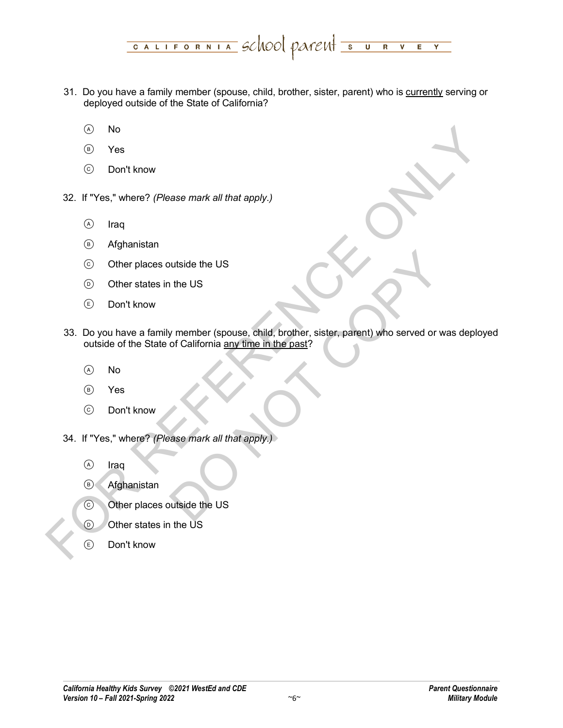31. Do you have a family member (spouse, child, brother, sister, parent) who is currently serving or deployed outside of the State of California?

   Ⓐ No

   Ⓑ Yes

   Ⓒ Don't know

32. If "Yes," where? *(Please mark all that apply.)*

   Ⓐ Iraq

   Ⓑ Afghanistan

   Ⓒ Other places outside the US

   Ⓓ Other states in the US

   Ⓔ Don't know

33. Do you have a family member (spouse, child, brother, sister, parent) who served or was deployed outside of the State of California any time in the past?

   Ⓐ No

   Ⓑ Yes

   Ⓒ Don't know

34. If "Yes," where? *(Please mark all that apply.)*

   Ⓐ Iraq

   Ⓑ Afghanistan

   Ⓒ Other places outside the US

   Ⓓ Other states in the US

   Ⓔ Don't know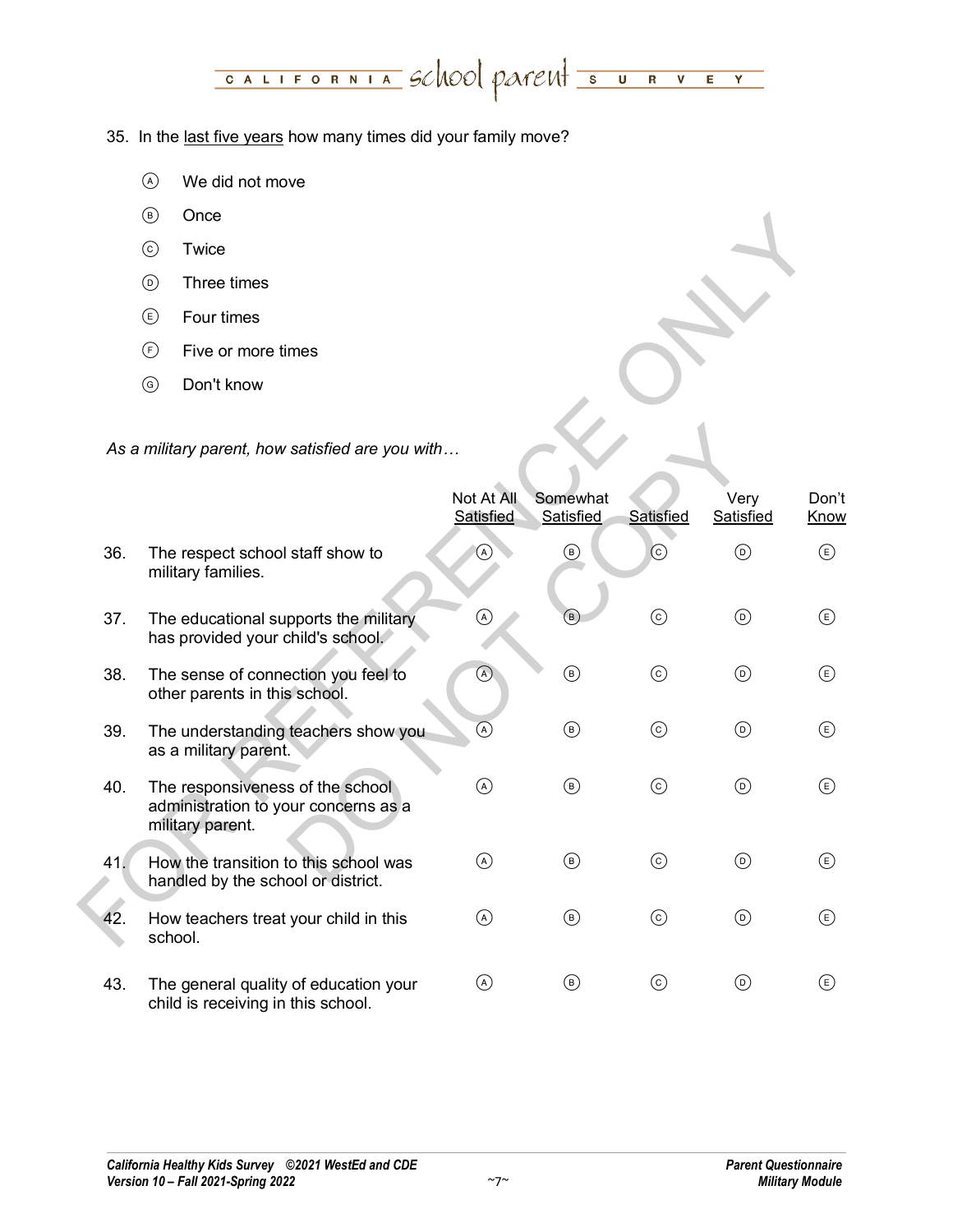35. In the last five years how many times did your family move?

- Ⓐ We did not move
- Ⓑ Once
- Ⓒ Twice
- Ⓓ Three times
- Ⓔ Four times
- Ⓕ Five or more times
- Ⓖ Don't know

*As a military parent, how satisfied are you with…*

| | | Not At All Satisfied | Somewhat Satisfied | Satisfied | Very Satisfied | Don't Know |
|---|---|---|---|---|---|---|
| 36. | The respect school staff show to military families. | Ⓐ | Ⓑ | Ⓒ | Ⓓ | Ⓔ |
| 37. | The educational supports the military has provided your child's school. | Ⓐ | Ⓑ | Ⓒ | Ⓓ | Ⓔ |
| 38. | The sense of connection you feel to other parents in this school. | Ⓐ | Ⓑ | Ⓒ | Ⓓ | Ⓔ |
| 39. | The understanding teachers show you as a military parent. | Ⓐ | Ⓑ | Ⓒ | Ⓓ | Ⓔ |
| 40. | The responsiveness of the school administration to your concerns as a military parent. | Ⓐ | Ⓑ | Ⓒ | Ⓓ | Ⓔ |
| 41. | How the transition to this school was handled by the school or district. | Ⓐ | Ⓑ | Ⓒ | Ⓓ | Ⓔ |
| 42. | How teachers treat your child in this school. | Ⓐ | Ⓑ | Ⓒ | Ⓓ | Ⓔ |
| 43. | The general quality of education your child is receiving in this school. | Ⓐ | Ⓑ | Ⓒ | Ⓓ | Ⓔ |